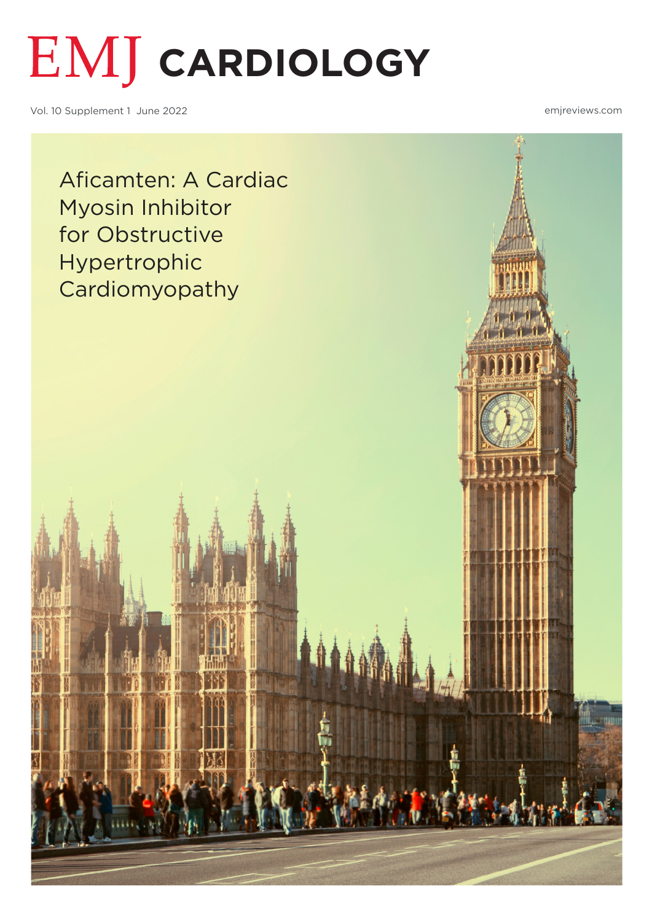# EMJ CARDIOLOGY

Vol. 10 Supplement 1 June 2022

emjreviews.com

## Aficamten: A Cardiac Myosin Inhibitor for Obstructive Hypertrophic Cardiomyopathy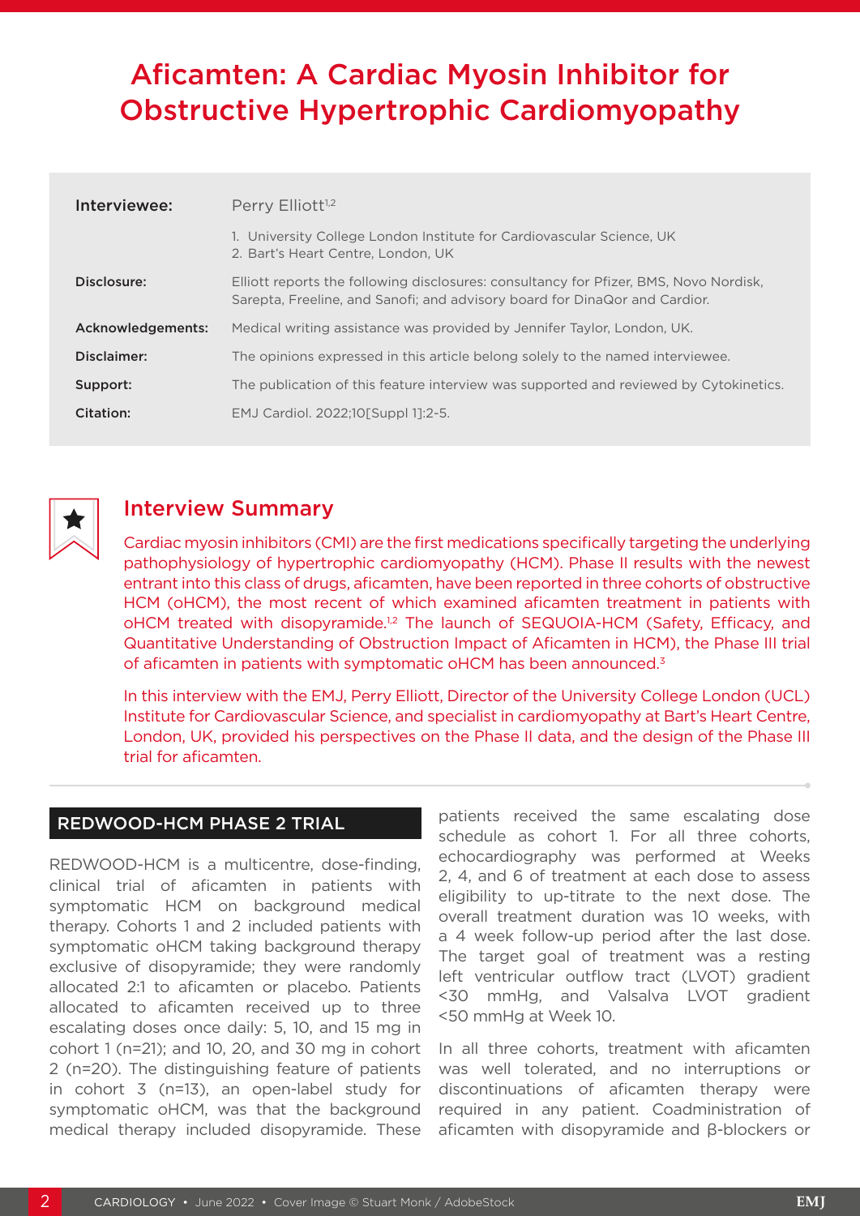# Aficamten: A Cardiac Myosin Inhibitor for Obstructive Hypertrophic Cardiomyopathy

| | |
|---|---|
| **Interviewee:** | Perry Elliott[1,2] |
| | 1. University College London Institute for Cardiovascular Science, UK<br>2. Bart's Heart Centre, London, UK |
| **Disclosure:** | Elliott reports the following disclosures: consultancy for Pfizer, BMS, Novo Nordisk, Sarepta, Freeline, and Sanofi; and advisory board for DinaQor and Cardior. |
| **Acknowledgements:** | Medical writing assistance was provided by Jennifer Taylor, London, UK. |
| **Disclaimer:** | The opinions expressed in this article belong solely to the named interviewee. |
| **Support:** | The publication of this feature interview was supported and reviewed by Cytokinetics. |
| **Citation:** | EMJ Cardiol. 2022;10[Suppl 1]:2-5. |

## Interview Summary

Cardiac myosin inhibitors (CMI) are the first medications specifically targeting the underlying pathophysiology of hypertrophic cardiomyopathy (HCM). Phase II results with the newest entrant into this class of drugs, aficamten, have been reported in three cohorts of obstructive HCM (oHCM), the most recent of which examined aficamten treatment in patients with oHCM treated with disopyramide.[1,2] The launch of SEQUOIA-HCM (Safety, Efficacy, and Quantitative Understanding of Obstruction Impact of Aficamten in HCM), the Phase III trial of aficamten in patients with symptomatic oHCM has been announced.[3]

In this interview with the EMJ, Perry Elliott, Director of the University College London (UCL) Institute for Cardiovascular Science, and specialist in cardiomyopathy at Bart's Heart Centre, London, UK, provided his perspectives on the Phase II data, and the design of the Phase III trial for aficamten.

## REDWOOD-HCM PHASE 2 TRIAL

REDWOOD-HCM is a multicentre, dose-finding, clinical trial of aficamten in patients with symptomatic HCM on background medical therapy. Cohorts 1 and 2 included patients with symptomatic oHCM taking background therapy exclusive of disopyramide; they were randomly allocated 2:1 to aficamten or placebo. Patients allocated to aficamten received up to three escalating doses once daily: 5, 10, and 15 mg in cohort 1 (n=21); and 10, 20, and 30 mg in cohort 2 (n=20). The distinguishing feature of patients in cohort 3 (n=13), an open-label study for symptomatic oHCM, was that the background medical therapy included disopyramide. These patients received the same escalating dose schedule as cohort 1. For all three cohorts, echocardiography was performed at Weeks 2, 4, and 6 of treatment at each dose to assess eligibility to up-titrate to the next dose. The overall treatment duration was 10 weeks, with a 4 week follow-up period after the last dose. The target goal of treatment was a resting left ventricular outflow tract (LVOT) gradient <30 mmHg, and Valsalva LVOT gradient <50 mmHg at Week 10.

In all three cohorts, treatment with aficamten was well tolerated, and no interruptions or discontinuations of aficamten therapy were required in any patient. Coadministration of aficamten with disopyramide and β-blockers or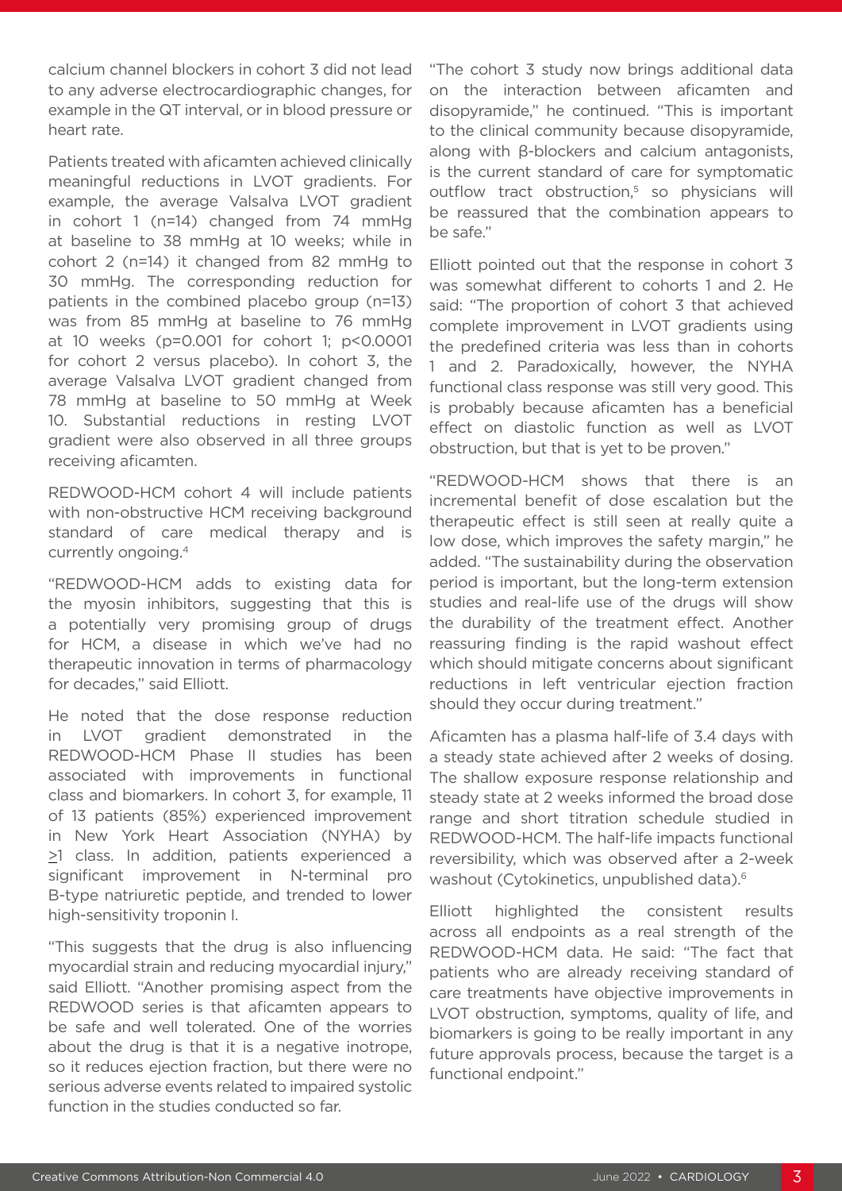calcium channel blockers in cohort 3 did not lead to any adverse electrocardiographic changes, for example in the QT interval, or in blood pressure or heart rate.

Patients treated with aficamten achieved clinically meaningful reductions in LVOT gradients. For example, the average Valsalva LVOT gradient in cohort 1 (n=14) changed from 74 mmHg at baseline to 38 mmHg at 10 weeks; while in cohort 2 (n=14) it changed from 82 mmHg to 30 mmHg. The corresponding reduction for patients in the combined placebo group (n=13) was from 85 mmHg at baseline to 76 mmHg at 10 weeks ($p=0.001$ for cohort 1; $p<0.0001$ for cohort 2 versus placebo). In cohort 3, the average Valsalva LVOT gradient changed from 78 mmHg at baseline to 50 mmHg at Week 10. Substantial reductions in resting LVOT gradient were also observed in all three groups receiving aficamten.

REDWOOD-HCM cohort 4 will include patients with non-obstructive HCM receiving background standard of care medical therapy and is currently ongoing.[4]

"REDWOOD-HCM adds to existing data for the myosin inhibitors, suggesting that this is a potentially very promising group of drugs for HCM, a disease in which we've had no therapeutic innovation in terms of pharmacology for decades," said Elliott.

He noted that the dose response reduction in LVOT gradient demonstrated in the REDWOOD-HCM Phase II studies has been associated with improvements in functional class and biomarkers. In cohort 3, for example, 11 of 13 patients (85%) experienced improvement in New York Heart Association (NYHA) by ≥1 class. In addition, patients experienced a significant improvement in N-terminal pro B-type natriuretic peptide, and trended to lower high-sensitivity troponin I.

"This suggests that the drug is also influencing myocardial strain and reducing myocardial injury," said Elliott. "Another promising aspect from the REDWOOD series is that aficamten appears to be safe and well tolerated. One of the worries about the drug is that it is a negative inotrope, so it reduces ejection fraction, but there were no serious adverse events related to impaired systolic function in the studies conducted so far.

"The cohort 3 study now brings additional data on the interaction between aficamten and disopyramide," he continued. "This is important to the clinical community because disopyramide, along with β-blockers and calcium antagonists, is the current standard of care for symptomatic outflow tract obstruction,[5] so physicians will be reassured that the combination appears to be safe."

Elliott pointed out that the response in cohort 3 was somewhat different to cohorts 1 and 2. He said: "The proportion of cohort 3 that achieved complete improvement in LVOT gradients using the predefined criteria was less than in cohorts 1 and 2. Paradoxically, however, the NYHA functional class response was still very good. This is probably because aficamten has a beneficial effect on diastolic function as well as LVOT obstruction, but that is yet to be proven."

"REDWOOD-HCM shows that there is an incremental benefit of dose escalation but the therapeutic effect is still seen at really quite a low dose, which improves the safety margin," he added. "The sustainability during the observation period is important, but the long-term extension studies and real-life use of the drugs will show the durability of the treatment effect. Another reassuring finding is the rapid washout effect which should mitigate concerns about significant reductions in left ventricular ejection fraction should they occur during treatment."

Aficamten has a plasma half-life of 3.4 days with a steady state achieved after 2 weeks of dosing. The shallow exposure response relationship and steady state at 2 weeks informed the broad dose range and short titration schedule studied in REDWOOD-HCM. The half-life impacts functional reversibility, which was observed after a 2-week washout (Cytokinetics, unpublished data).[6]

Elliott highlighted the consistent results across all endpoints as a real strength of the REDWOOD-HCM data. He said: "The fact that patients who are already receiving standard of care treatments have objective improvements in LVOT obstruction, symptoms, quality of life, and biomarkers is going to be really important in any future approvals process, because the target is a functional endpoint."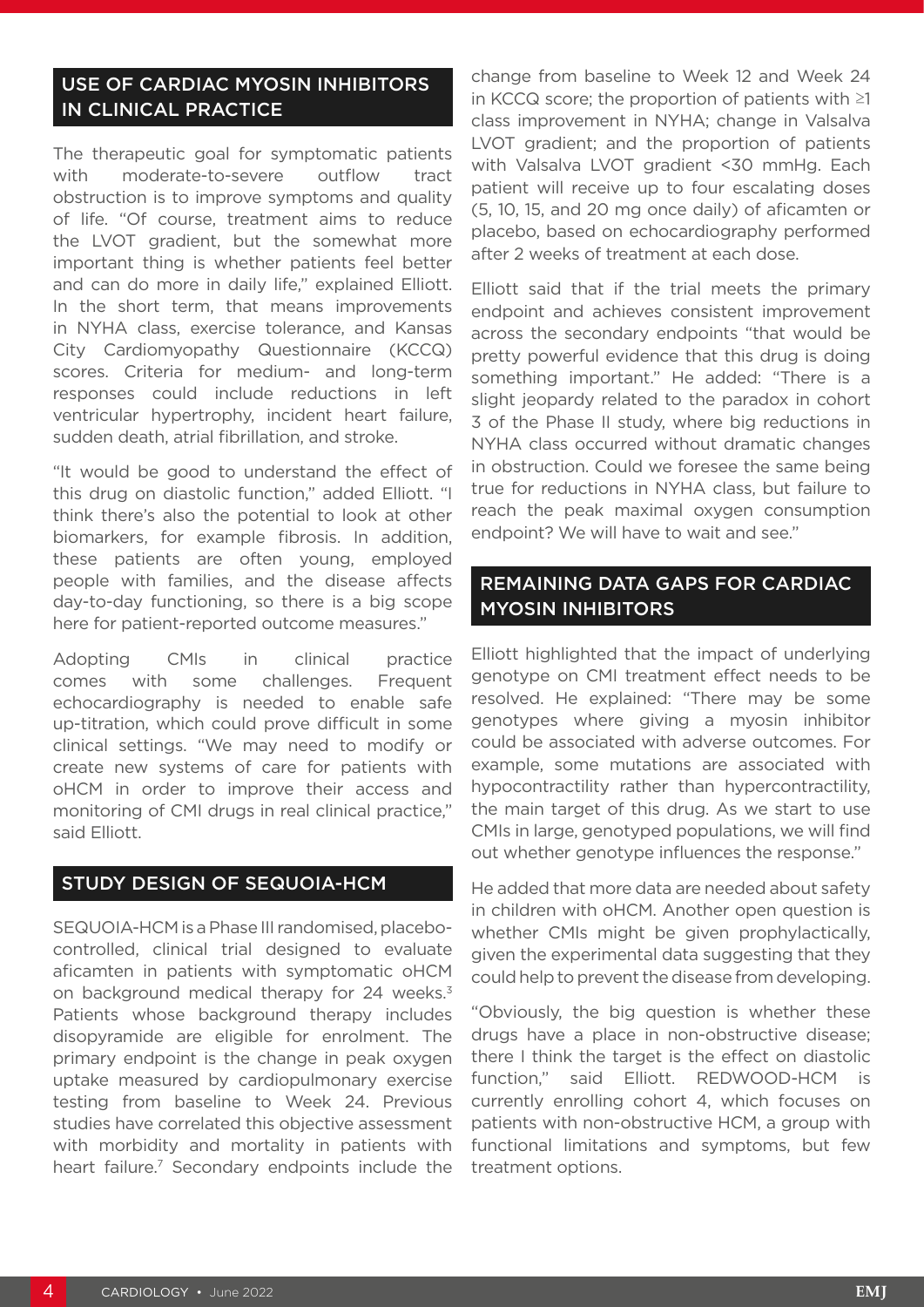## USE OF CARDIAC MYOSIN INHIBITORS IN CLINICAL PRACTICE

The therapeutic goal for symptomatic patients with moderate-to-severe outflow tract obstruction is to improve symptoms and quality of life. "Of course, treatment aims to reduce the LVOT gradient, but the somewhat more important thing is whether patients feel better and can do more in daily life," explained Elliott. In the short term, that means improvements in NYHA class, exercise tolerance, and Kansas City Cardiomyopathy Questionnaire (KCCQ) scores. Criteria for medium- and long-term responses could include reductions in left ventricular hypertrophy, incident heart failure, sudden death, atrial fibrillation, and stroke.

"It would be good to understand the effect of this drug on diastolic function," added Elliott. "I think there's also the potential to look at other biomarkers, for example fibrosis. In addition, these patients are often young, employed people with families, and the disease affects day-to-day functioning, so there is a big scope here for patient-reported outcome measures."

Adopting CMIs in clinical practice comes with some challenges. Frequent echocardiography is needed to enable safe up-titration, which could prove difficult in some clinical settings. "We may need to modify or create new systems of care for patients with oHCM in order to improve their access and monitoring of CMI drugs in real clinical practice," said Elliott.

## STUDY DESIGN OF SEQUOIA-HCM

SEQUOIA-HCM is a Phase III randomised, placebo-controlled, clinical trial designed to evaluate aficamten in patients with symptomatic oHCM on background medical therapy for 24 weeks.[3] Patients whose background therapy includes disopyramide are eligible for enrolment. The primary endpoint is the change in peak oxygen uptake measured by cardiopulmonary exercise testing from baseline to Week 24. Previous studies have correlated this objective assessment with morbidity and mortality in patients with heart failure.[7] Secondary endpoints include the change from baseline to Week 12 and Week 24 in KCCQ score; the proportion of patients with ≥1 class improvement in NYHA; change in Valsalva LVOT gradient; and the proportion of patients with Valsalva LVOT gradient <30 mmHg. Each patient will receive up to four escalating doses (5, 10, 15, and 20 mg once daily) of aficamten or placebo, based on echocardiography performed after 2 weeks of treatment at each dose.

Elliott said that if the trial meets the primary endpoint and achieves consistent improvement across the secondary endpoints "that would be pretty powerful evidence that this drug is doing something important." He added: "There is a slight jeopardy related to the paradox in cohort 3 of the Phase II study, where big reductions in NYHA class occurred without dramatic changes in obstruction. Could we foresee the same being true for reductions in NYHA class, but failure to reach the peak maximal oxygen consumption endpoint? We will have to wait and see."

## REMAINING DATA GAPS FOR CARDIAC MYOSIN INHIBITORS

Elliott highlighted that the impact of underlying genotype on CMI treatment effect needs to be resolved. He explained: "There may be some genotypes where giving a myosin inhibitor could be associated with adverse outcomes. For example, some mutations are associated with hypocontractility rather than hypercontractility, the main target of this drug. As we start to use CMIs in large, genotyped populations, we will find out whether genotype influences the response."

He added that more data are needed about safety in children with oHCM. Another open question is whether CMIs might be given prophylactically, given the experimental data suggesting that they could help to prevent the disease from developing.

"Obviously, the big question is whether these drugs have a place in non-obstructive disease; there I think the target is the effect on diastolic function," said Elliott. REDWOOD-HCM is currently enrolling cohort 4, which focuses on patients with non-obstructive HCM, a group with functional limitations and symptoms, but few treatment options.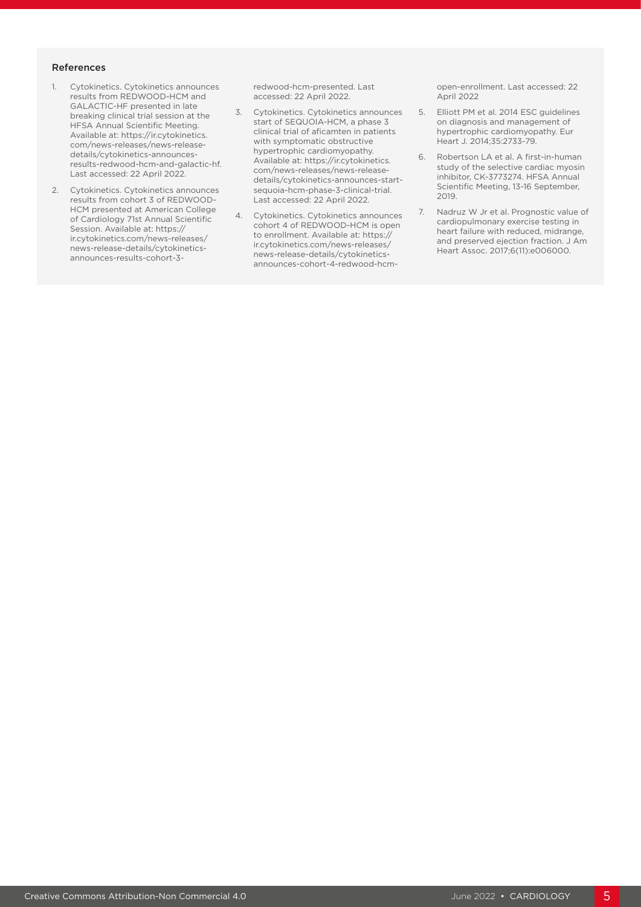## References

1. Cytokinetics. Cytokinetics announces results from REDWOOD-HCM and GALACTIC-HF presented in late breaking clinical trial session at the HFSA Annual Scientific Meeting. Available at: https://ir.cytokinetics.com/news-releases/news-release-details/cytokinetics-announces-results-redwood-hcm-and-galactic-hf. Last accessed: 22 April 2022.
2. Cytokinetics. Cytokinetics announces results from cohort 3 of REDWOOD-HCM presented at American College of Cardiology 71st Annual Scientific Session. Available at: https://ir.cytokinetics.com/news-releases/news-release-details/cytokinetics-announces-results-cohort-3-redwood-hcm-presented. Last accessed: 22 April 2022.
3. Cytokinetics. Cytokinetics announces start of SEQUOIA-HCM, a phase 3 clinical trial of aficamten in patients with symptomatic obstructive hypertrophic cardiomyopathy. Available at: https://ir.cytokinetics.com/news-releases/news-release-details/cytokinetics-announces-start-sequoia-hcm-phase-3-clinical-trial. Last accessed: 22 April 2022.
4. Cytokinetics. Cytokinetics announces cohort 4 of REDWOOD-HCM is open to enrollment. Available at: https://ir.cytokinetics.com/news-releases/news-release-details/cytokinetics-announces-cohort-4-redwood-hcm-open-enrollment. Last accessed: 22 April 2022
5. Elliott PM et al. 2014 ESC guidelines on diagnosis and management of hypertrophic cardiomyopathy. Eur Heart J. 2014;35:2733-79.
6. Robertson LA et al. A first-in-human study of the selective cardiac myosin inhibitor, CK-3773274. HFSA Annual Scientific Meeting, 13-16 September, 2019.
7. Nadruz W Jr et al. Prognostic value of cardiopulmonary exercise testing in heart failure with reduced, midrange, and preserved ejection fraction. J Am Heart Assoc. 2017;6(11):e006000.